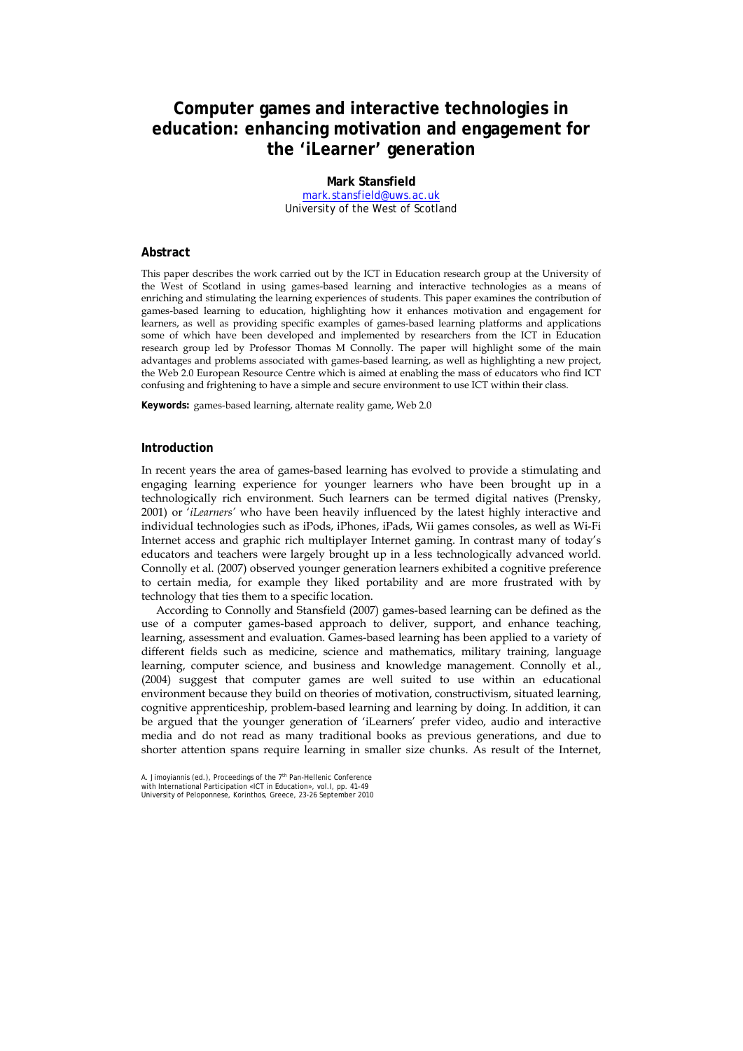# Computer games and interactive technologies in education: enhancing motivation and engagement for the 'iLearner' generation

**Mark Stansfield**
mark.stansfield@uws.ac.uk
University of the West of Scotland

## Abstract

This paper describes the work carried out by the ICT in Education research group at the University of the West of Scotland in using games-based learning and interactive technologies as a means of enriching and stimulating the learning experiences of students. This paper examines the contribution of games-based learning to education, highlighting how it enhances motivation and engagement for learners, as well as providing specific examples of games-based learning platforms and applications some of which have been developed and implemented by researchers from the ICT in Education research group led by Professor Thomas M Connolly. The paper will highlight some of the main advantages and problems associated with games-based learning, as well as highlighting a new project, the Web 2.0 European Resource Centre which is aimed at enabling the mass of educators who find ICT confusing and frightening to have a simple and secure environment to use ICT within their class.

**Keywords:** games-based learning, alternate reality game, Web 2.0

## Introduction

In recent years the area of games-based learning has evolved to provide a stimulating and engaging learning experience for younger learners who have been brought up in a technologically rich environment. Such learners can be termed digital natives (Prensky, 2001) or '*iLearners'* who have been heavily influenced by the latest highly interactive and individual technologies such as iPods, iPhones, iPads, Wii games consoles, as well as Wi-Fi Internet access and graphic rich multiplayer Internet gaming. In contrast many of today's educators and teachers were largely brought up in a less technologically advanced world. Connolly et al. (2007) observed younger generation learners exhibited a cognitive preference to certain media, for example they liked portability and are more frustrated with by technology that ties them to a specific location.

According to Connolly and Stansfield (2007) games-based learning can be defined as the use of a computer games-based approach to deliver, support, and enhance teaching, learning, assessment and evaluation. Games-based learning has been applied to a variety of different fields such as medicine, science and mathematics, military training, language learning, computer science, and business and knowledge management. Connolly et al., (2004) suggest that computer games are well suited to use within an educational environment because they build on theories of motivation, constructivism, situated learning, cognitive apprenticeship, problem-based learning and learning by doing. In addition, it can be argued that the younger generation of 'iLearners' prefer video, audio and interactive media and do not read as many traditional books as previous generations, and due to shorter attention spans require learning in smaller size chunks. As result of the Internet,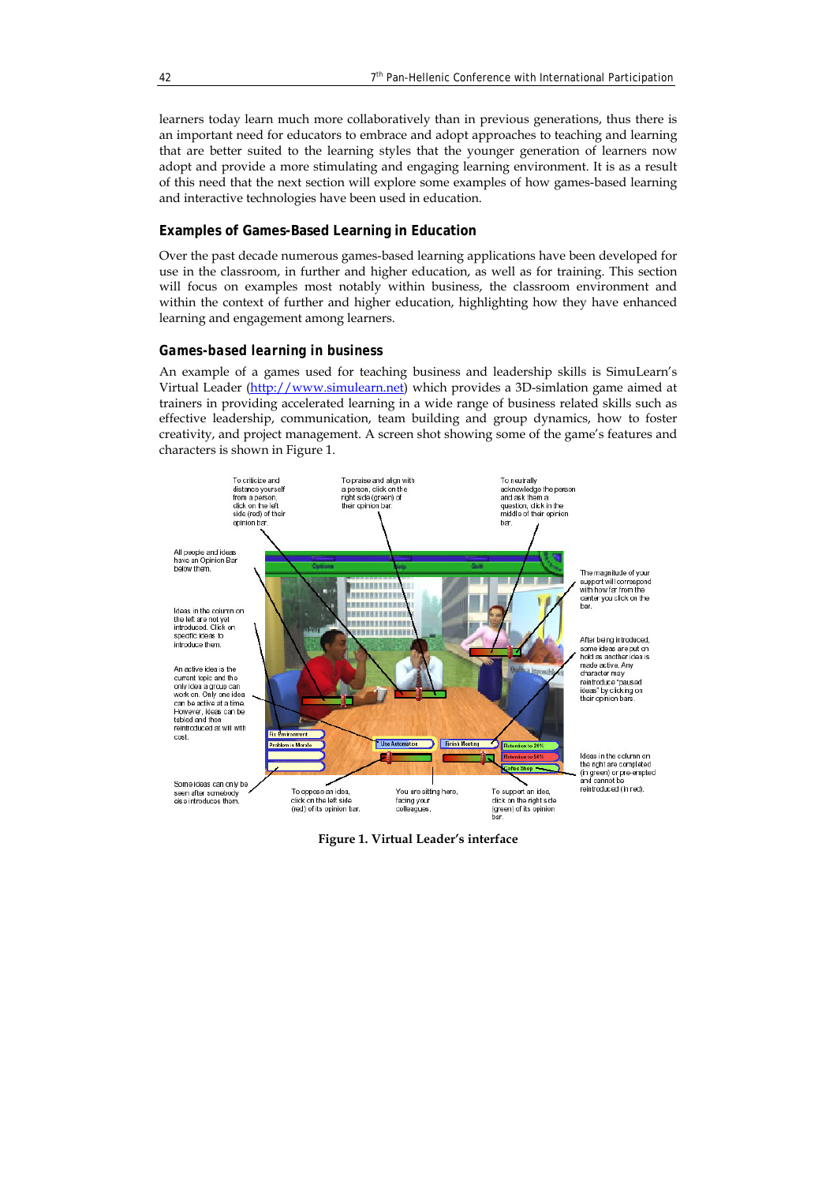learners today learn much more collaboratively than in previous generations, thus there is an important need for educators to embrace and adopt approaches to teaching and learning that are better suited to the learning styles that the younger generation of learners now adopt and provide a more stimulating and engaging learning environment. It is as a result of this need that the next section will explore some examples of how games-based learning and interactive technologies have been used in education.

## Examples of Games-Based Learning in Education

Over the past decade numerous games-based learning applications have been developed for use in the classroom, in further and higher education, as well as for training. This section will focus on examples most notably within business, the classroom environment and within the context of further and higher education, highlighting how they have enhanced learning and engagement among learners.

### Games-based learning in business

An example of a games used for teaching business and leadership skills is SimuLearn's Virtual Leader (http://www.simulearn.net) which provides a 3D-simlation game aimed at trainers in providing accelerated learning in a wide range of business related skills such as effective leadership, communication, team building and group dynamics, how to foster creativity, and project management. A screen shot showing some of the game's features and characters is shown in Figure 1.

**Figure 1. Virtual Leader's interface**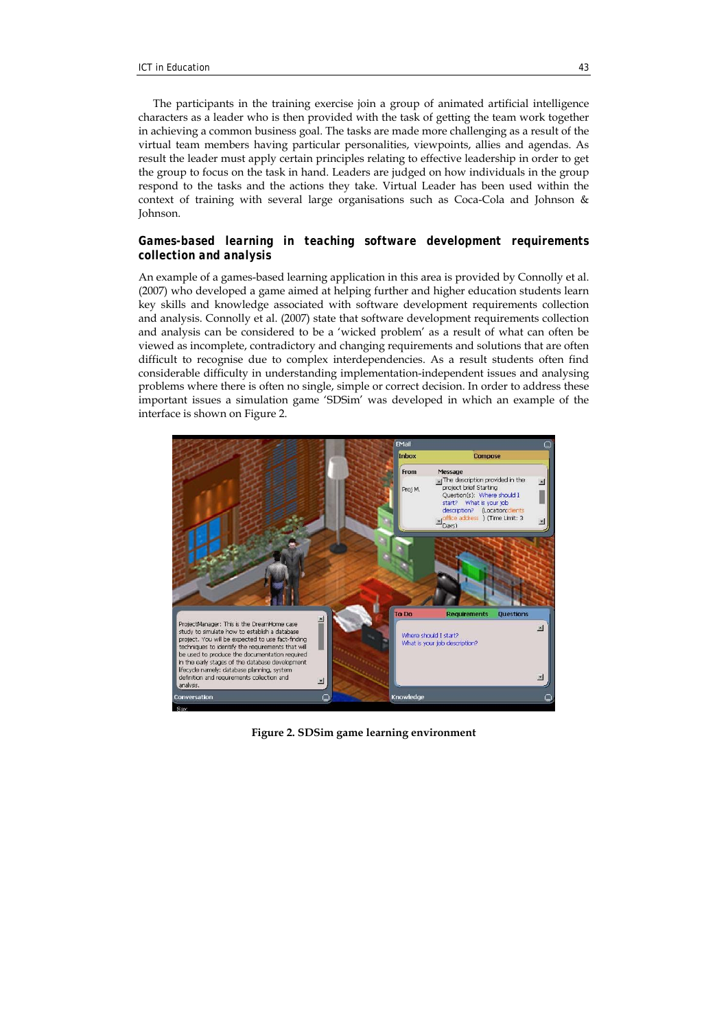The participants in the training exercise join a group of animated artificial intelligence characters as a leader who is then provided with the task of getting the team work together in achieving a common business goal. The tasks are made more challenging as a result of the virtual team members having particular personalities, viewpoints, allies and agendas. As result the leader must apply certain principles relating to effective leadership in order to get the group to focus on the task in hand. Leaders are judged on how individuals in the group respond to the tasks and the actions they take. Virtual Leader has been used within the context of training with several large organisations such as Coca-Cola and Johnson & Johnson.

### Games-based learning in teaching software development requirements collection and analysis

An example of a games-based learning application in this area is provided by Connolly et al. (2007) who developed a game aimed at helping further and higher education students learn key skills and knowledge associated with software development requirements collection and analysis. Connolly et al. (2007) state that software development requirements collection and analysis can be considered to be a 'wicked problem' as a result of what can often be viewed as incomplete, contradictory and changing requirements and solutions that are often difficult to recognise due to complex interdependencies. As a result students often find considerable difficulty in understanding implementation-independent issues and analysing problems where there is often no single, simple or correct decision. In order to address these important issues a simulation game 'SDSim' was developed in which an example of the interface is shown on Figure 2.

**Figure 2. SDSim game learning environment**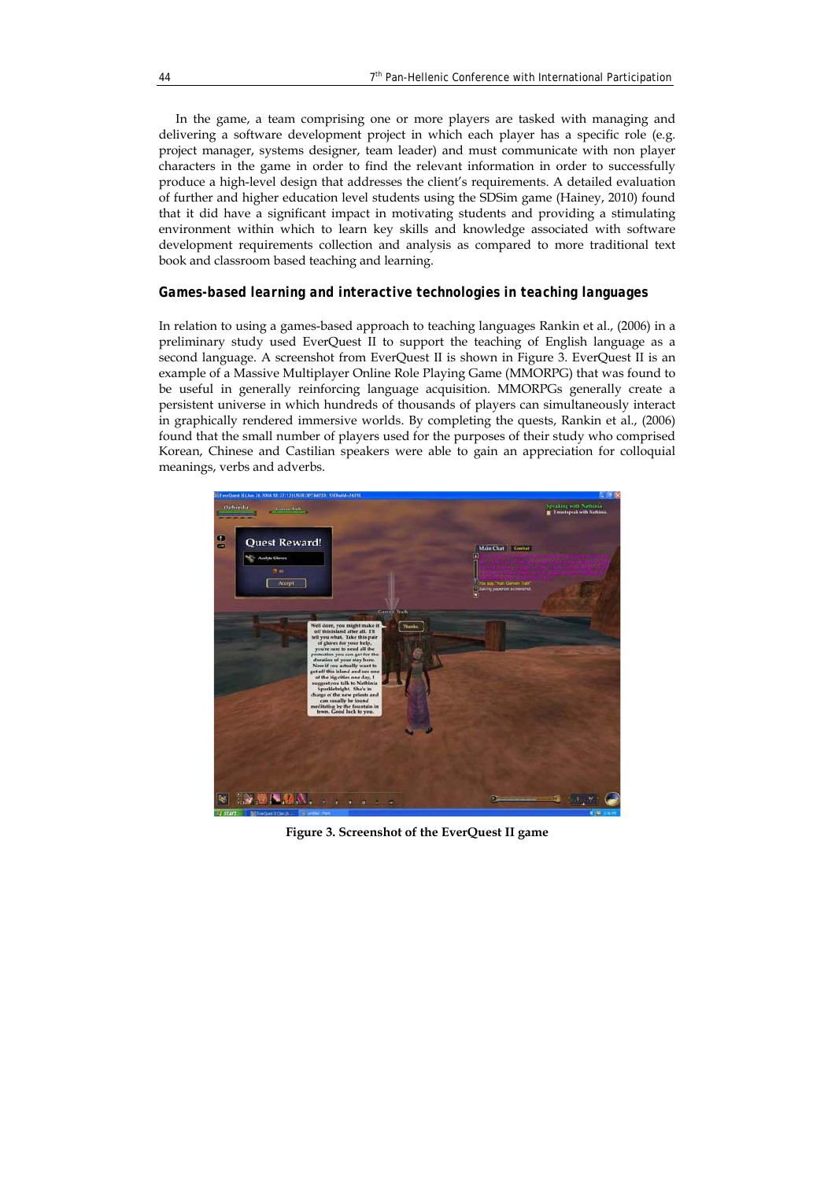In the game, a team comprising one or more players are tasked with managing and delivering a software development project in which each player has a specific role (e.g. project manager, systems designer, team leader) and must communicate with non player characters in the game in order to find the relevant information in order to successfully produce a high-level design that addresses the client's requirements. A detailed evaluation of further and higher education level students using the SDSim game (Hainey, 2010) found that it did have a significant impact in motivating students and providing a stimulating environment within which to learn key skills and knowledge associated with software development requirements collection and analysis as compared to more traditional text book and classroom based teaching and learning.

### Games-based learning and interactive technologies in teaching languages

In relation to using a games-based approach to teaching languages Rankin et al., (2006) in a preliminary study used EverQuest II to support the teaching of English language as a second language. A screenshot from EverQuest II is shown in Figure 3. EverQuest II is an example of a Massive Multiplayer Online Role Playing Game (MMORPG) that was found to be useful in generally reinforcing language acquisition. MMORPGs generally create a persistent universe in which hundreds of thousands of players can simultaneously interact in graphically rendered immersive worlds. By completing the quests, Rankin et al., (2006) found that the small number of players used for the purposes of their study who comprised Korean, Chinese and Castilian speakers were able to gain an appreciation for colloquial meanings, verbs and adverbs.

**Figure 3. Screenshot of the EverQuest II game**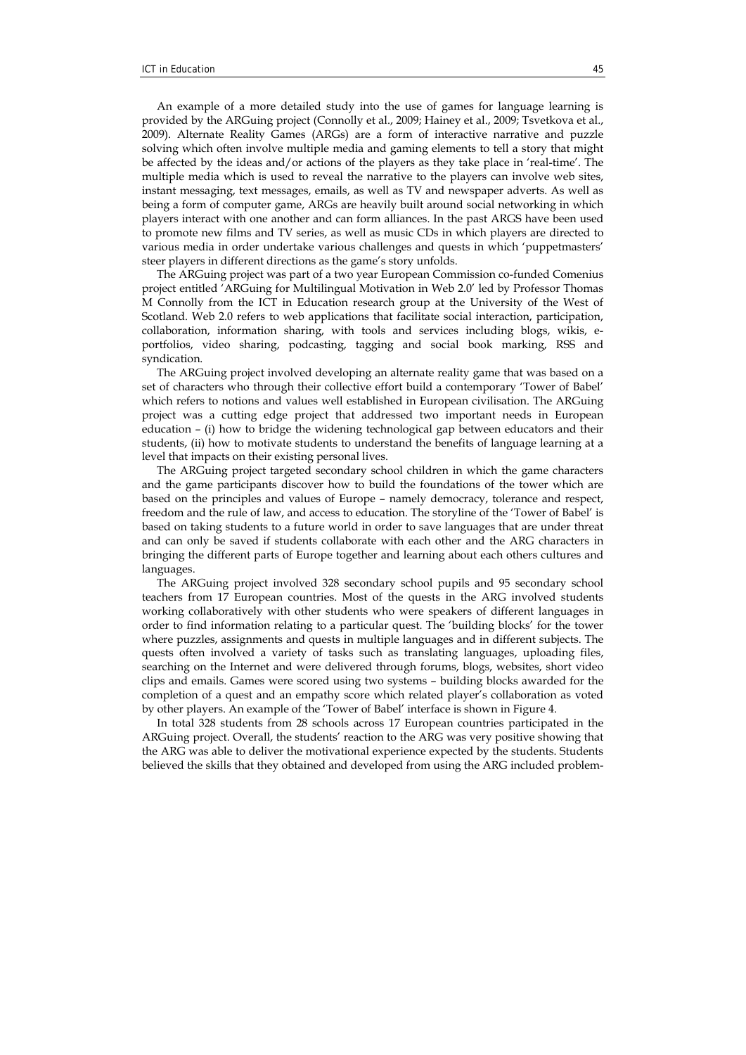An example of a more detailed study into the use of games for language learning is provided by the ARGuing project (Connolly et al., 2009; Hainey et al., 2009; Tsvetkova et al., 2009). Alternate Reality Games (ARGs) are a form of interactive narrative and puzzle solving which often involve multiple media and gaming elements to tell a story that might be affected by the ideas and/or actions of the players as they take place in 'real-time'. The multiple media which is used to reveal the narrative to the players can involve web sites, instant messaging, text messages, emails, as well as TV and newspaper adverts. As well as being a form of computer game, ARGs are heavily built around social networking in which players interact with one another and can form alliances. In the past ARGS have been used to promote new films and TV series, as well as music CDs in which players are directed to various media in order undertake various challenges and quests in which 'puppetmasters' steer players in different directions as the game's story unfolds.

The ARGuing project was part of a two year European Commission co-funded Comenius project entitled 'ARGuing for Multilingual Motivation in Web 2.0' led by Professor Thomas M Connolly from the ICT in Education research group at the University of the West of Scotland. Web 2.0 refers to web applications that facilitate social interaction, participation, collaboration, information sharing, with tools and services including blogs, wikis, e-portfolios, video sharing, podcasting, tagging and social book marking, RSS and syndication.

The ARGuing project involved developing an alternate reality game that was based on a set of characters who through their collective effort build a contemporary 'Tower of Babel' which refers to notions and values well established in European civilisation. The ARGuing project was a cutting edge project that addressed two important needs in European education – (i) how to bridge the widening technological gap between educators and their students, (ii) how to motivate students to understand the benefits of language learning at a level that impacts on their existing personal lives.

The ARGuing project targeted secondary school children in which the game characters and the game participants discover how to build the foundations of the tower which are based on the principles and values of Europe – namely democracy, tolerance and respect, freedom and the rule of law, and access to education. The storyline of the 'Tower of Babel' is based on taking students to a future world in order to save languages that are under threat and can only be saved if students collaborate with each other and the ARG characters in bringing the different parts of Europe together and learning about each others cultures and languages.

The ARGuing project involved 328 secondary school pupils and 95 secondary school teachers from 17 European countries. Most of the quests in the ARG involved students working collaboratively with other students who were speakers of different languages in order to find information relating to a particular quest. The 'building blocks' for the tower where puzzles, assignments and quests in multiple languages and in different subjects. The quests often involved a variety of tasks such as translating languages, uploading files, searching on the Internet and were delivered through forums, blogs, websites, short video clips and emails. Games were scored using two systems – building blocks awarded for the completion of a quest and an empathy score which related player's collaboration as voted by other players. An example of the 'Tower of Babel' interface is shown in Figure 4.

In total 328 students from 28 schools across 17 European countries participated in the ARGuing project. Overall, the students' reaction to the ARG was very positive showing that the ARG was able to deliver the motivational experience expected by the students. Students believed the skills that they obtained and developed from using the ARG included problem-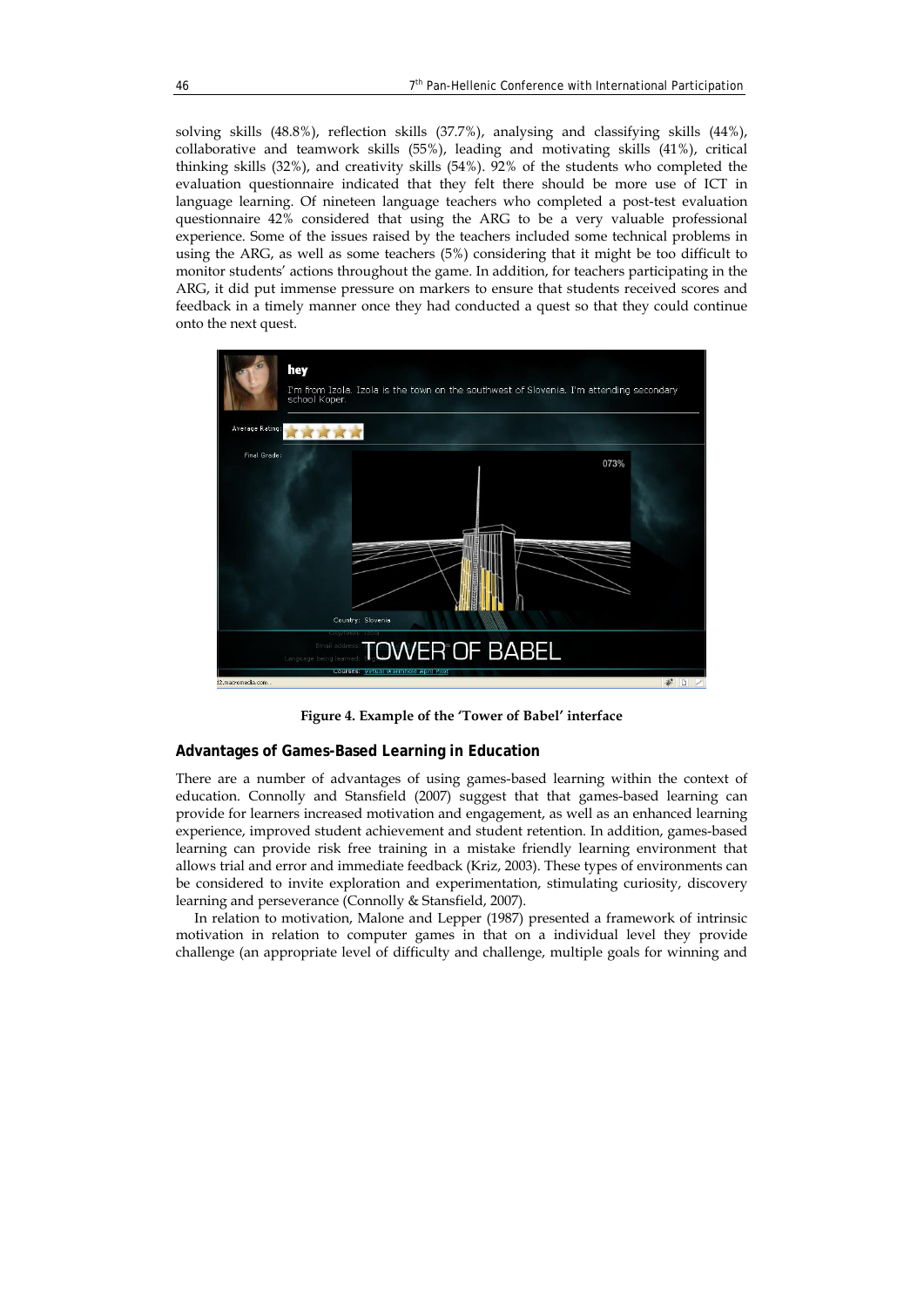solving skills (48.8%), reflection skills (37.7%), analysing and classifying skills (44%), collaborative and teamwork skills (55%), leading and motivating skills (41%), critical thinking skills (32%), and creativity skills (54%). 92% of the students who completed the evaluation questionnaire indicated that they felt there should be more use of ICT in language learning. Of nineteen language teachers who completed a post-test evaluation questionnaire 42% considered that using the ARG to be a very valuable professional experience. Some of the issues raised by the teachers included some technical problems in using the ARG, as well as some teachers (5%) considering that it might be too difficult to monitor students' actions throughout the game. In addition, for teachers participating in the ARG, it did put immense pressure on markers to ensure that students received scores and feedback in a timely manner once they had conducted a quest so that they could continue onto the next quest.

**Figure 4. Example of the 'Tower of Babel' interface**

## Advantages of Games-Based Learning in Education

There are a number of advantages of using games-based learning within the context of education. Connolly and Stansfield (2007) suggest that that games-based learning can provide for learners increased motivation and engagement, as well as an enhanced learning experience, improved student achievement and student retention. In addition, games-based learning can provide risk free training in a mistake friendly learning environment that allows trial and error and immediate feedback (Kriz, 2003). These types of environments can be considered to invite exploration and experimentation, stimulating curiosity, discovery learning and perseverance (Connolly & Stansfield, 2007).

In relation to motivation, Malone and Lepper (1987) presented a framework of intrinsic motivation in relation to computer games in that on a individual level they provide challenge (an appropriate level of difficulty and challenge, multiple goals for winning and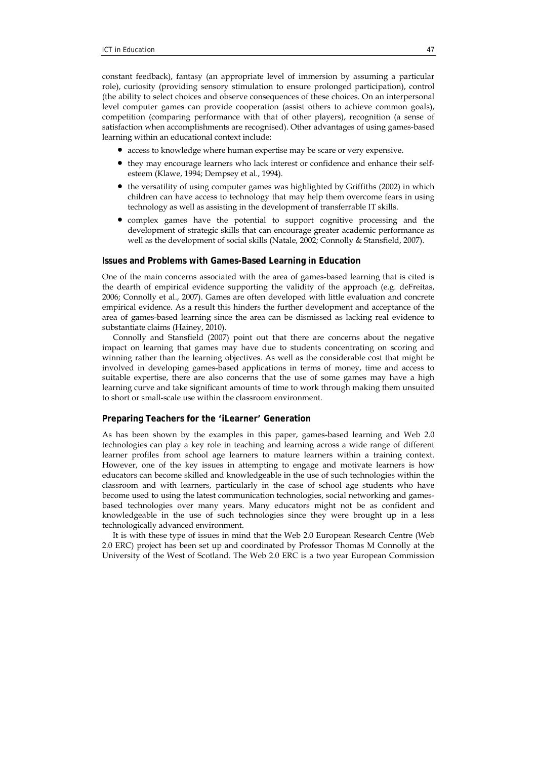constant feedback), fantasy (an appropriate level of immersion by assuming a particular role), curiosity (providing sensory stimulation to ensure prolonged participation), control (the ability to select choices and observe consequences of these choices. On an interpersonal level computer games can provide cooperation (assist others to achieve common goals), competition (comparing performance with that of other players), recognition (a sense of satisfaction when accomplishments are recognised). Other advantages of using games-based learning within an educational context include:

- access to knowledge where human expertise may be scare or very expensive.
- they may encourage learners who lack interest or confidence and enhance their self-esteem (Klawe, 1994; Dempsey et al., 1994).
- the versatility of using computer games was highlighted by Griffiths (2002) in which children can have access to technology that may help them overcome fears in using technology as well as assisting in the development of transferrable IT skills.
- complex games have the potential to support cognitive processing and the development of strategic skills that can encourage greater academic performance as well as the development of social skills (Natale, 2002; Connolly & Stansfield, 2007).

### Issues and Problems with Games-Based Learning in Education

One of the main concerns associated with the area of games-based learning that is cited is the dearth of empirical evidence supporting the validity of the approach (e.g. deFreitas, 2006; Connolly et al., 2007). Games are often developed with little evaluation and concrete empirical evidence. As a result this hinders the further development and acceptance of the area of games-based learning since the area can be dismissed as lacking real evidence to substantiate claims (Hainey, 2010).

Connolly and Stansfield (2007) point out that there are concerns about the negative impact on learning that games may have due to students concentrating on scoring and winning rather than the learning objectives. As well as the considerable cost that might be involved in developing games-based applications in terms of money, time and access to suitable expertise, there are also concerns that the use of some games may have a high learning curve and take significant amounts of time to work through making them unsuited to short or small-scale use within the classroom environment.

### Preparing Teachers for the 'iLearner' Generation

As has been shown by the examples in this paper, games-based learning and Web 2.0 technologies can play a key role in teaching and learning across a wide range of different learner profiles from school age learners to mature learners within a training context. However, one of the key issues in attempting to engage and motivate learners is how educators can become skilled and knowledgeable in the use of such technologies within the classroom and with learners, particularly in the case of school age students who have become used to using the latest communication technologies, social networking and games-based technologies over many years. Many educators might not be as confident and knowledgeable in the use of such technologies since they were brought up in a less technologically advanced environment.

It is with these type of issues in mind that the Web 2.0 European Research Centre (Web 2.0 ERC) project has been set up and coordinated by Professor Thomas M Connolly at the University of the West of Scotland. The Web 2.0 ERC is a two year European Commission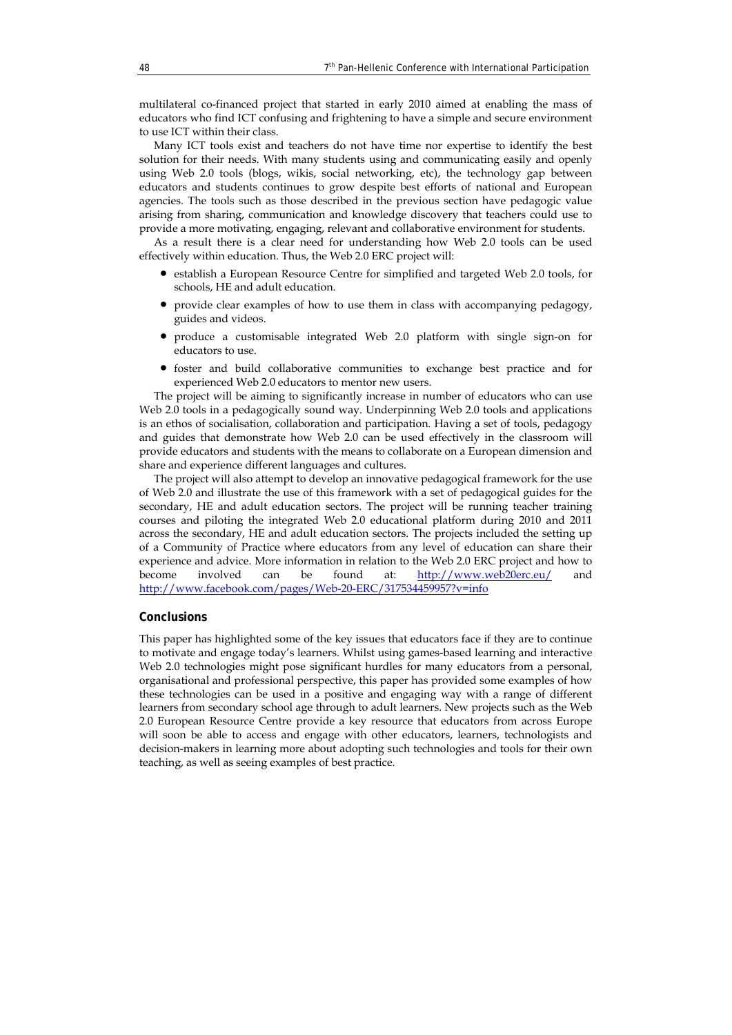multilateral co-financed project that started in early 2010 aimed at enabling the mass of educators who find ICT confusing and frightening to have a simple and secure environment to use ICT within their class.

Many ICT tools exist and teachers do not have time nor expertise to identify the best solution for their needs. With many students using and communicating easily and openly using Web 2.0 tools (blogs, wikis, social networking, etc), the technology gap between educators and students continues to grow despite best efforts of national and European agencies. The tools such as those described in the previous section have pedagogic value arising from sharing, communication and knowledge discovery that teachers could use to provide a more motivating, engaging, relevant and collaborative environment for students.

As a result there is a clear need for understanding how Web 2.0 tools can be used effectively within education. Thus, the Web 2.0 ERC project will:

- establish a European Resource Centre for simplified and targeted Web 2.0 tools, for schools, HE and adult education.
- provide clear examples of how to use them in class with accompanying pedagogy, guides and videos.
- produce a customisable integrated Web 2.0 platform with single sign-on for educators to use.
- foster and build collaborative communities to exchange best practice and for experienced Web 2.0 educators to mentor new users.

The project will be aiming to significantly increase in number of educators who can use Web 2.0 tools in a pedagogically sound way. Underpinning Web 2.0 tools and applications is an ethos of socialisation, collaboration and participation. Having a set of tools, pedagogy and guides that demonstrate how Web 2.0 can be used effectively in the classroom will provide educators and students with the means to collaborate on a European dimension and share and experience different languages and cultures.

The project will also attempt to develop an innovative pedagogical framework for the use of Web 2.0 and illustrate the use of this framework with a set of pedagogical guides for the secondary, HE and adult education sectors. The project will be running teacher training courses and piloting the integrated Web 2.0 educational platform during 2010 and 2011 across the secondary, HE and adult education sectors. The projects included the setting up of a Community of Practice where educators from any level of education can share their experience and advice. More information in relation to the Web 2.0 ERC project and how to become involved can be found at: http://www.web20erc.eu/ and http://www.facebook.com/pages/Web-20-ERC/317534459957?v=info

## Conclusions

This paper has highlighted some of the key issues that educators face if they are to continue to motivate and engage today's learners. Whilst using games-based learning and interactive Web 2.0 technologies might pose significant hurdles for many educators from a personal, organisational and professional perspective, this paper has provided some examples of how these technologies can be used in a positive and engaging way with a range of different learners from secondary school age through to adult learners. New projects such as the Web 2.0 European Resource Centre provide a key resource that educators from across Europe will soon be able to access and engage with other educators, learners, technologists and decision-makers in learning more about adopting such technologies and tools for their own teaching, as well as seeing examples of best practice.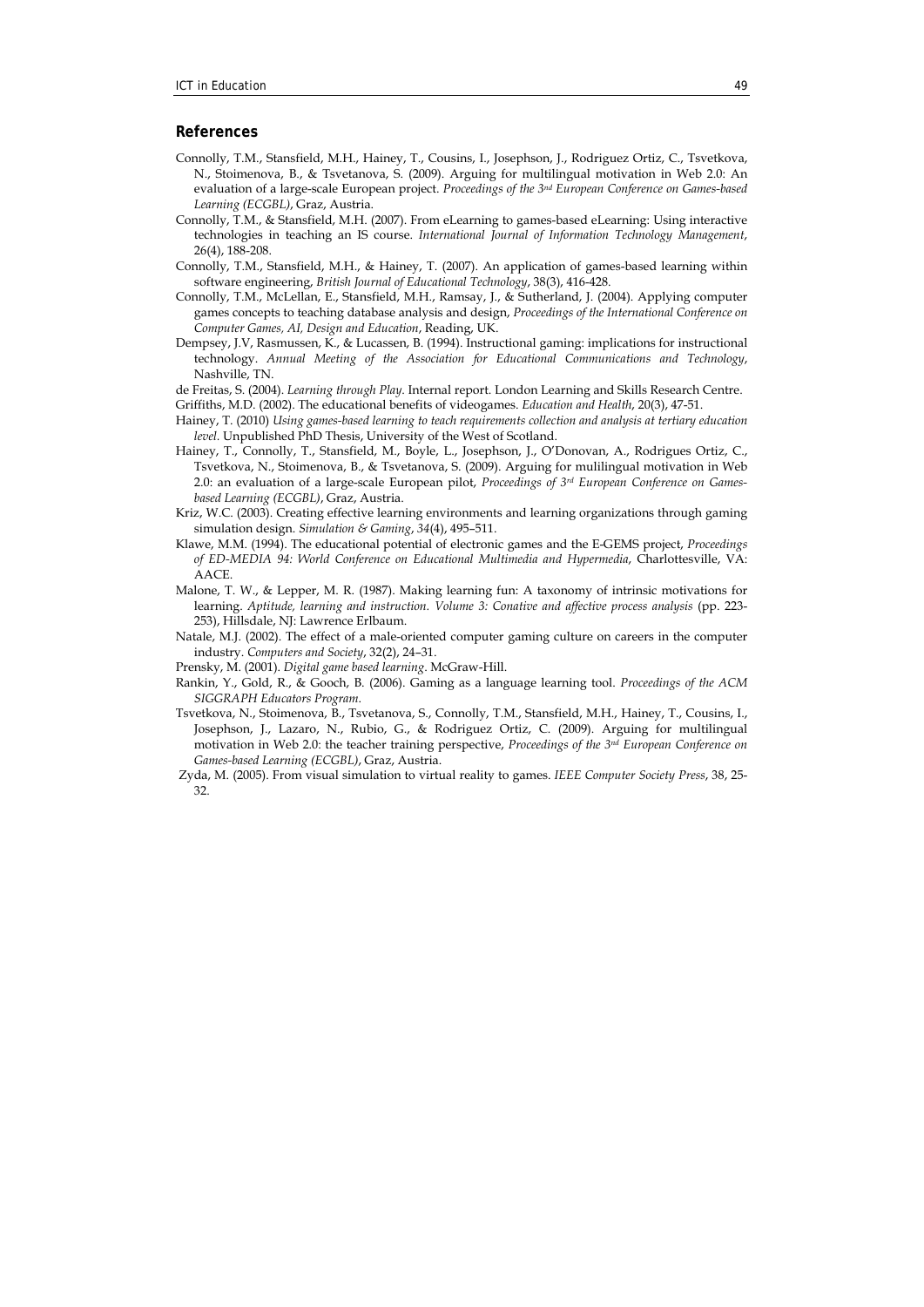## References

Connolly, T.M., Stansfield, M.H., Hainey, T., Cousins, I., Josephson, J., Rodriguez Ortiz, C., Tsvetkova, N., Stoimenova, B., & Tsvetanova, S. (2009). Arguing for multilingual motivation in Web 2.0: An evaluation of a large-scale European project. *Proceedings of the 3rd European Conference on Games-based Learning (ECGBL)*, Graz, Austria.

Connolly, T.M., & Stansfield, M.H. (2007). From eLearning to games-based eLearning: Using interactive technologies in teaching an IS course. *International Journal of Information Technology Management*, 26(4), 188-208.

Connolly, T.M., Stansfield, M.H., & Hainey, T. (2007). An application of games-based learning within software engineering, *British Journal of Educational Technology*, 38(3), 416-428.

Connolly, T.M., McLellan, E., Stansfield, M.H., Ramsay, J., & Sutherland, J. (2004). Applying computer games concepts to teaching database analysis and design, *Proceedings of the International Conference on Computer Games, AI, Design and Education*, Reading, UK.

Dempsey, J.V, Rasmussen, K., & Lucassen, B. (1994). Instructional gaming: implications for instructional technology. *Annual Meeting of the Association for Educational Communications and Technology*, Nashville, TN.

de Freitas, S. (2004). *Learning through Play*. Internal report. London Learning and Skills Research Centre.

Griffiths, M.D. (2002). The educational benefits of videogames. *Education and Health*, 20(3), 47-51.

Hainey, T. (2010) *Using games-based learning to teach requirements collection and analysis at tertiary education level*. Unpublished PhD Thesis, University of the West of Scotland.

Hainey, T., Connolly, T., Stansfield, M., Boyle, L., Josephson, J., O'Donovan, A., Rodrigues Ortiz, C., Tsvetkova, N., Stoimenova, B., & Tsvetanova, S. (2009). Arguing for mulilingual motivation in Web 2.0: an evaluation of a large-scale European pilot, *Proceedings of 3rd European Conference on Games-based Learning (ECGBL)*, Graz, Austria.

Kriz, W.C. (2003). Creating effective learning environments and learning organizations through gaming simulation design. *Simulation & Gaming*, *34*(4), 495–511.

Klawe, M.M. (1994). The educational potential of electronic games and the E-GEMS project, *Proceedings of ED-MEDIA 94: World Conference on Educational Multimedia and Hypermedia*, Charlottesville, VA: AACE.

Malone, T. W., & Lepper, M. R. (1987). Making learning fun: A taxonomy of intrinsic motivations for learning. *Aptitude, learning and instruction. Volume 3: Conative and affective process analysis* (pp. 223-253), Hillsdale, NJ: Lawrence Erlbaum.

Natale, M.J. (2002). The effect of a male-oriented computer gaming culture on careers in the computer industry. *Computers and Society*, 32(2), 24–31.

Prensky, M. (2001). *Digital game based learning*. McGraw-Hill.

Rankin, Y., Gold, R., & Gooch, B. (2006). Gaming as a language learning tool. *Proceedings of the ACM SIGGRAPH Educators Program*.

Tsvetkova, N., Stoimenova, B., Tsvetanova, S., Connolly, T.M., Stansfield, M.H., Hainey, T., Cousins, I., Josephson, J., Lazaro, N., Rubio, G., & Rodriguez Ortiz, C. (2009). Arguing for multilingual motivation in Web 2.0: the teacher training perspective, *Proceedings of the 3rd European Conference on Games-based Learning (ECGBL)*, Graz, Austria.

Zyda, M. (2005). From visual simulation to virtual reality to games. *IEEE Computer Society Press*, 38, 25-32.